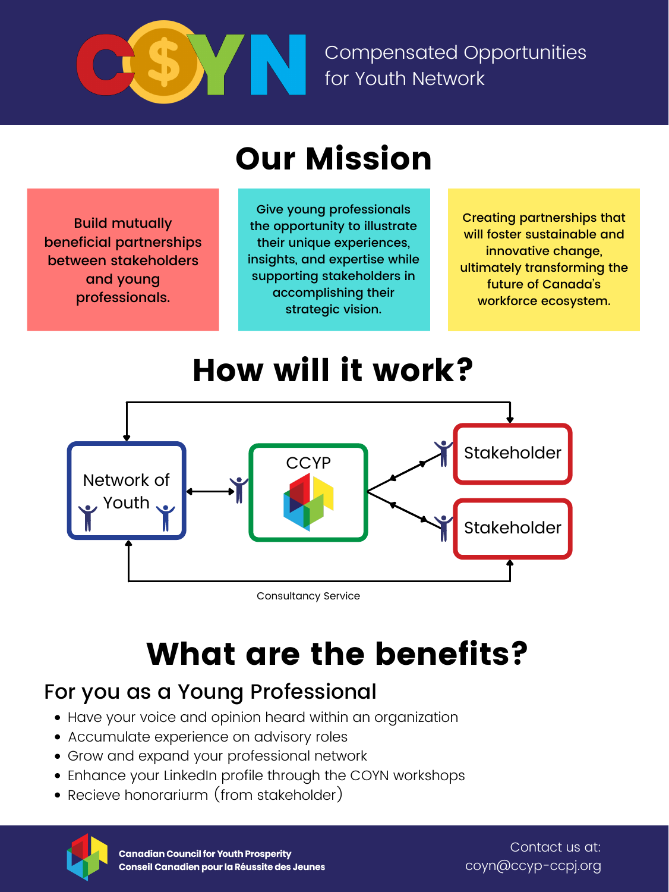# COYN

Compensated Opportunities for Youth Network

## Our Mission

Build mutually beneficial partnerships between stakeholders and young professionals.

Give young professionals the opportunity to illustrate their unique experiences, insights, and expertise while supporting stakeholders in accomplishing their strategic vision.

Creating partnerships that will foster sustainable and innovative change, ultimately transforming the future of Canada's workforce ecosystem.

## How will it work?

Network of Youth

CCYP

Stakeholder

Stakeholder

Consultancy Service

## What are the benefits?

### For you as a Young Professional

- Have your voice and opinion heard within an organization
- Accumulate experience on advisory roles
- Grow and expand your professional network
- Enhance your LinkedIn profile through the COYN workshops
- Recieve honorarirurm (from stakeholder)

**Canadian Council for Youth Prosperity**
**Conseil Canadien pour la Réussite des Jeunes**

Contact us at:
coyn@ccyp-ccpj.org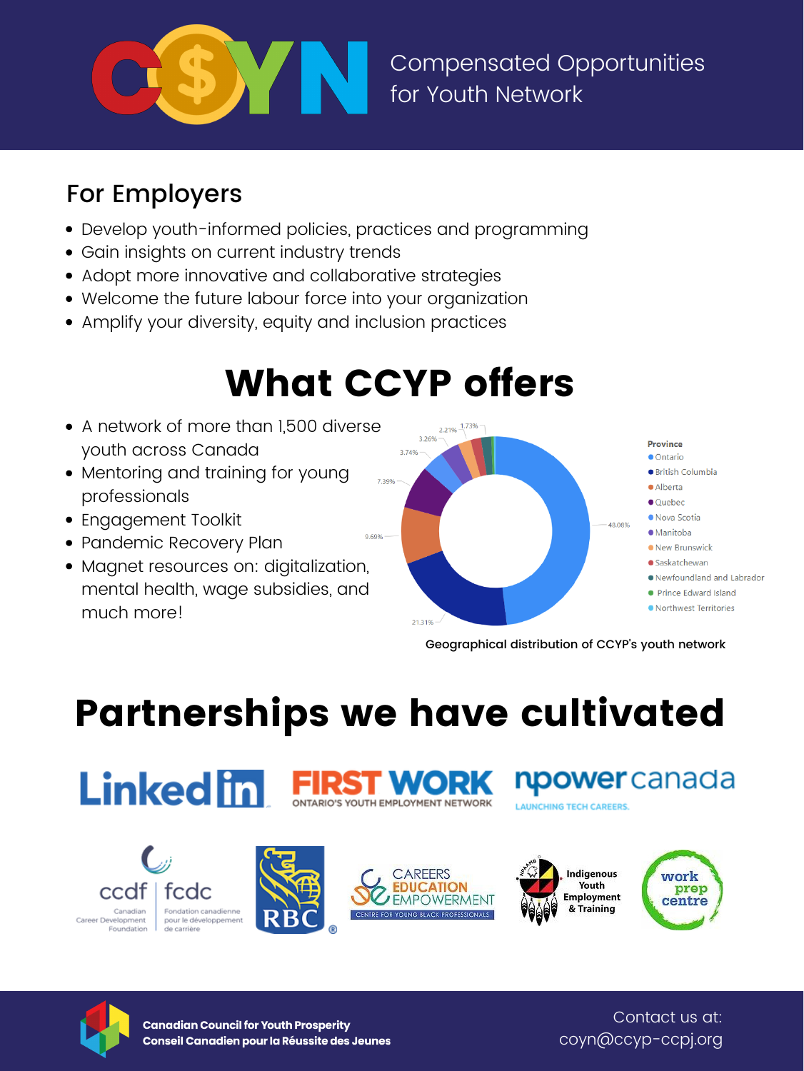# COYN

Compensated Opportunities for Youth Network

## For Employers

- Develop youth-informed policies, practices and programming
- Gain insights on current industry trends
- Adopt more innovative and collaborative strategies
- Welcome the future labour force into your organization
- Amplify your diversity, equity and inclusion practices

## What CCYP offers

- A network of more than 1,500 diverse youth across Canada
- Mentoring and training for young professionals
- Engagement Toolkit
- Pandemic Recovery Plan
- Magnet resources on: digitalization, mental health, wage subsidies, and much more!

Province
Ontario
British Columbia
Alberta
Quebec
Nova Scotia
Manitoba
New Brunswick
Saskatchewan
Newfoundland and Labrador
Prince Edward Island
Northwest Territories

48.08%
21.31%
9.69%
7.39%
3.74%
3.26%
2.21%
1.73%

Geographical distribution of CCYP's youth network

## Partnerships we have cultivated

LinkedIn

FIRST WORK — ONTARIO'S YOUTH EMPLOYMENT NETWORK

npower canada — LAUNCHING TECH CAREERS.

ccdf | fcdc — Canadian Career Development Foundation | Fondation canadienne pour le développement de carrière

RBC

CAREERS EDUCATION EMPOWERMENT — CENTRE FOR YOUNG BLACK PROFESSIONALS

Indigenous Youth Employment & Training

work prep centre

Canadian Council for Youth Prosperity
Conseil Canadien pour la Réussite des Jeunes

Contact us at:
coyn@ccyp-ccpj.org